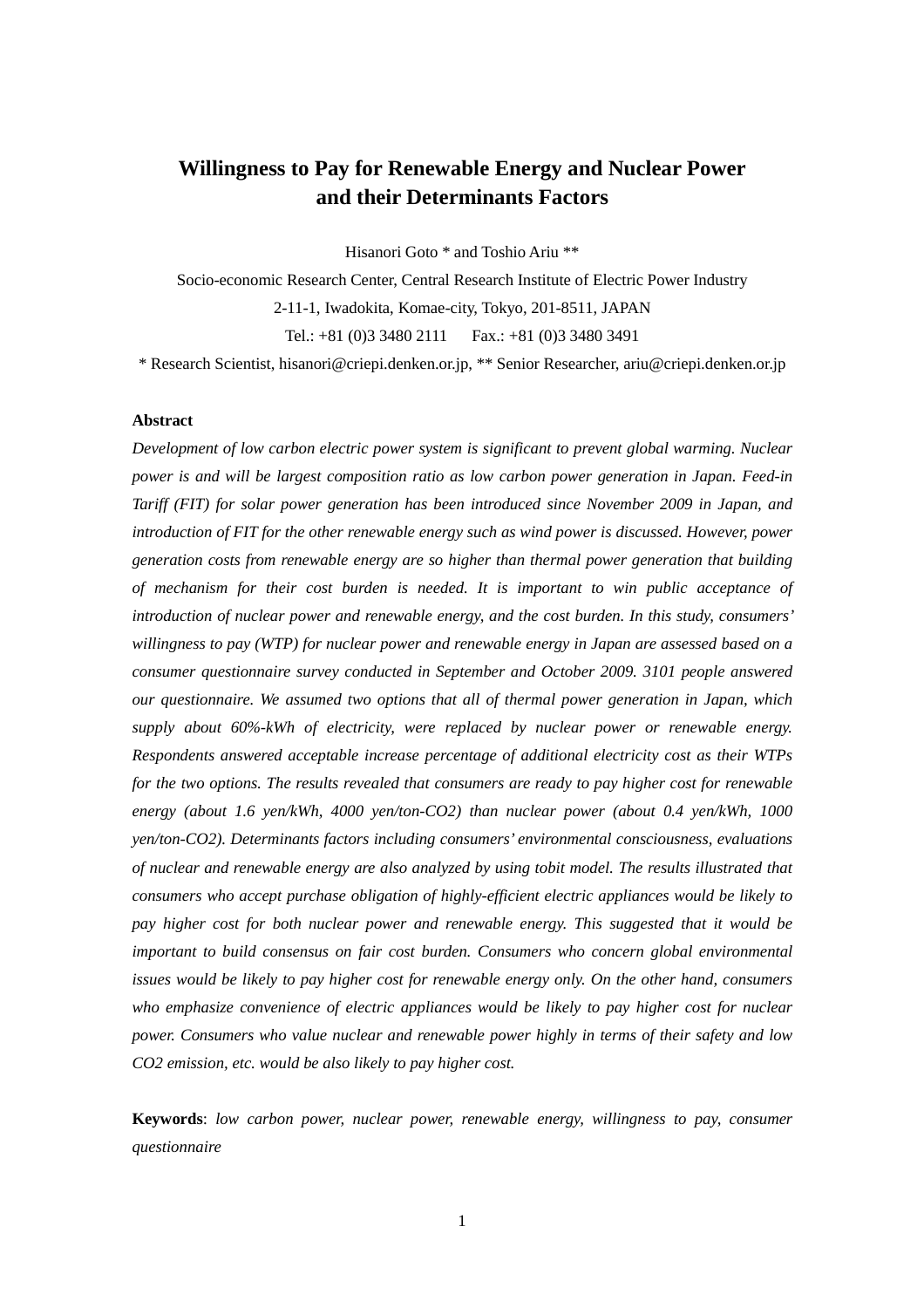# Willingness to Pay for Renewable Energy and Nuclear Power and their Determinants Factors

Hisanori Goto * and Toshio Ariu **

Socio-economic Research Center, Central Research Institute of Electric Power Industry

2-11-1, Iwadokita, Komae-city, Tokyo, 201-8511, JAPAN

Tel.: +81 (0)3 3480 2111 Fax.: +81 (0)3 3480 3491

* Research Scientist, hisanori@criepi.denken.or.jp, ** Senior Researcher, ariu@criepi.denken.or.jp

**Abstract**

*Development of low carbon electric power system is significant to prevent global warming. Nuclear power is and will be largest composition ratio as low carbon power generation in Japan. Feed-in Tariff (FIT) for solar power generation has been introduced since November 2009 in Japan, and introduction of FIT for the other renewable energy such as wind power is discussed. However, power generation costs from renewable energy are so higher than thermal power generation that building of mechanism for their cost burden is needed. It is important to win public acceptance of introduction of nuclear power and renewable energy, and the cost burden. In this study, consumers' willingness to pay (WTP) for nuclear power and renewable energy in Japan are assessed based on a consumer questionnaire survey conducted in September and October 2009. 3101 people answered our questionnaire. We assumed two options that all of thermal power generation in Japan, which supply about 60%-kWh of electricity, were replaced by nuclear power or renewable energy. Respondents answered acceptable increase percentage of additional electricity cost as their WTPs for the two options. The results revealed that consumers are ready to pay higher cost for renewable energy (about 1.6 yen/kWh, 4000 yen/ton-CO2) than nuclear power (about 0.4 yen/kWh, 1000 yen/ton-CO2). Determinants factors including consumers' environmental consciousness, evaluations of nuclear and renewable energy are also analyzed by using tobit model. The results illustrated that consumers who accept purchase obligation of highly-efficient electric appliances would be likely to pay higher cost for both nuclear power and renewable energy. This suggested that it would be important to build consensus on fair cost burden. Consumers who concern global environmental issues would be likely to pay higher cost for renewable energy only. On the other hand, consumers who emphasize convenience of electric appliances would be likely to pay higher cost for nuclear power. Consumers who value nuclear and renewable power highly in terms of their safety and low CO2 emission, etc. would be also likely to pay higher cost.*

**Keywords**: *low carbon power, nuclear power, renewable energy, willingness to pay, consumer questionnaire*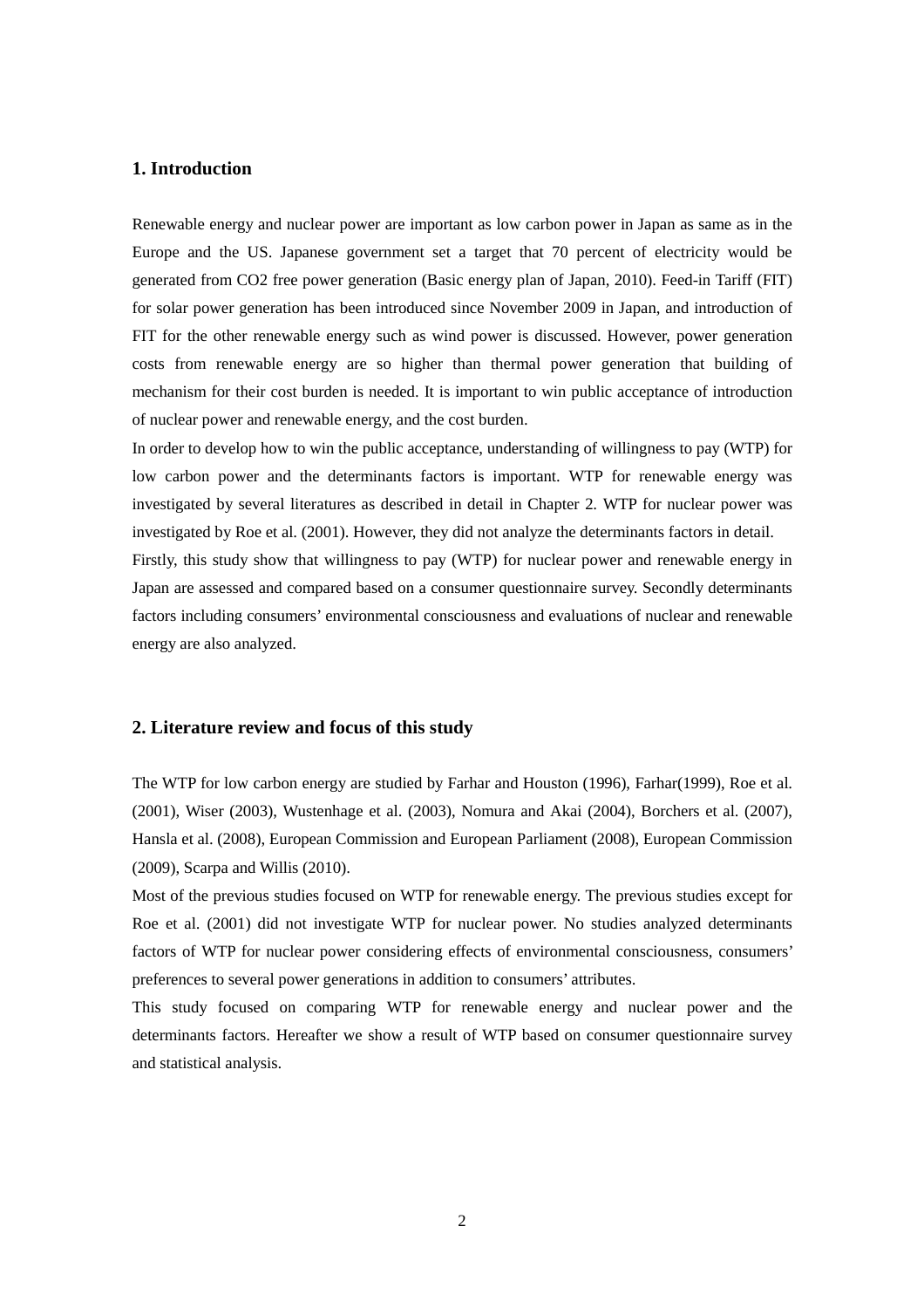## 1. Introduction

Renewable energy and nuclear power are important as low carbon power in Japan as same as in the Europe and the US. Japanese government set a target that 70 percent of electricity would be generated from CO2 free power generation (Basic energy plan of Japan, 2010). Feed-in Tariff (FIT) for solar power generation has been introduced since November 2009 in Japan, and introduction of FIT for the other renewable energy such as wind power is discussed. However, power generation costs from renewable energy are so higher than thermal power generation that building of mechanism for their cost burden is needed. It is important to win public acceptance of introduction of nuclear power and renewable energy, and the cost burden.

In order to develop how to win the public acceptance, understanding of willingness to pay (WTP) for low carbon power and the determinants factors is important. WTP for renewable energy was investigated by several literatures as described in detail in Chapter 2. WTP for nuclear power was investigated by Roe et al. (2001). However, they did not analyze the determinants factors in detail.

Firstly, this study show that willingness to pay (WTP) for nuclear power and renewable energy in Japan are assessed and compared based on a consumer questionnaire survey. Secondly determinants factors including consumers' environmental consciousness and evaluations of nuclear and renewable energy are also analyzed.

## 2. Literature review and focus of this study

The WTP for low carbon energy are studied by Farhar and Houston (1996), Farhar(1999), Roe et al. (2001), Wiser (2003), Wustenhage et al. (2003), Nomura and Akai (2004), Borchers et al. (2007), Hansla et al. (2008), European Commission and European Parliament (2008), European Commission (2009), Scarpa and Willis (2010).

Most of the previous studies focused on WTP for renewable energy. The previous studies except for Roe et al. (2001) did not investigate WTP for nuclear power. No studies analyzed determinants factors of WTP for nuclear power considering effects of environmental consciousness, consumers' preferences to several power generations in addition to consumers' attributes.

This study focused on comparing WTP for renewable energy and nuclear power and the determinants factors. Hereafter we show a result of WTP based on consumer questionnaire survey and statistical analysis.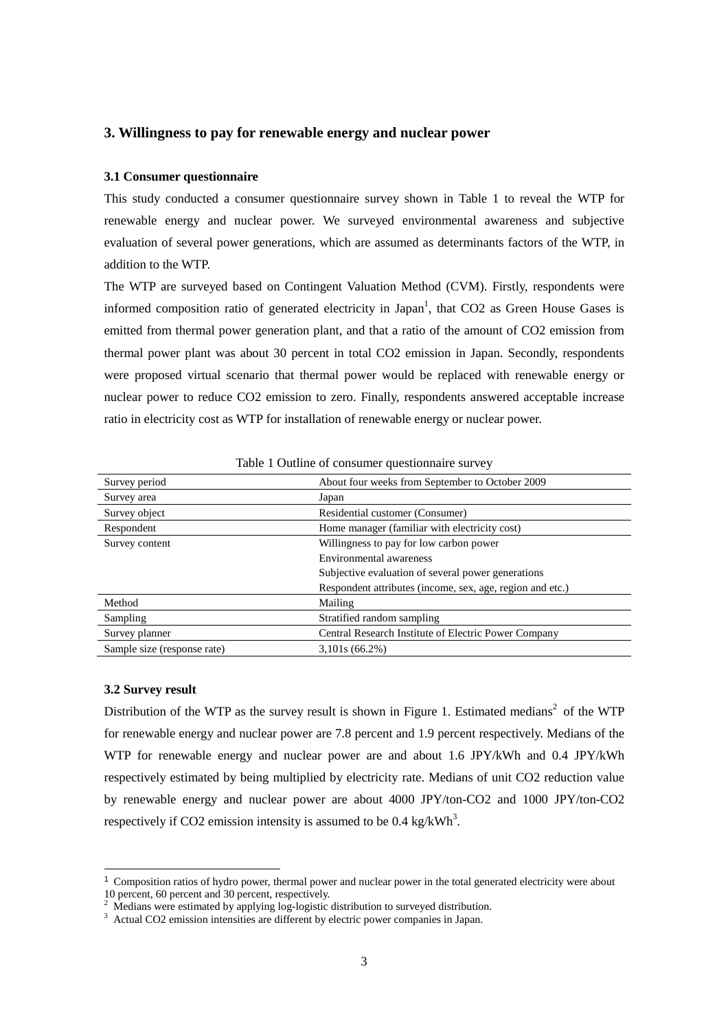## 3. Willingness to pay for renewable energy and nuclear power

### 3.1 Consumer questionnaire

This study conducted a consumer questionnaire survey shown in Table 1 to reveal the WTP for renewable energy and nuclear power. We surveyed environmental awareness and subjective evaluation of several power generations, which are assumed as determinants factors of the WTP, in addition to the WTP.

The WTP are surveyed based on Contingent Valuation Method (CVM). Firstly, respondents were informed composition ratio of generated electricity in Japan[1], that CO2 as Green House Gases is emitted from thermal power generation plant, and that a ratio of the amount of CO2 emission from thermal power plant was about 30 percent in total CO2 emission in Japan. Secondly, respondents were proposed virtual scenario that thermal power would be replaced with renewable energy or nuclear power to reduce CO2 emission to zero. Finally, respondents answered acceptable increase ratio in electricity cost as WTP for installation of renewable energy or nuclear power.

Table 1 Outline of consumer questionnaire survey

| | |
|---|---|
| Survey period | About four weeks from September to October 2009 |
| Survey area | Japan |
| Survey object | Residential customer (Consumer) |
| Respondent | Home manager (familiar with electricity cost) |
| Survey content | Willingness to pay for low carbon power<br>Environmental awareness<br>Subjective evaluation of several power generations<br>Respondent attributes (income, sex, age, region and etc.) |
| Method | Mailing |
| Sampling | Stratified random sampling |
| Survey planner | Central Research Institute of Electric Power Company |
| Sample size (response rate) | 3,101s (66.2%) |

### 3.2 Survey result

Distribution of the WTP as the survey result is shown in Figure 1. Estimated medians[2] of the WTP for renewable energy and nuclear power are 7.8 percent and 1.9 percent respectively. Medians of the WTP for renewable energy and nuclear power are and about 1.6 JPY/kWh and 0.4 JPY/kWh respectively estimated by being multiplied by electricity rate. Medians of unit CO2 reduction value by renewable energy and nuclear power are about 4000 JPY/ton-CO2 and 1000 JPY/ton-CO2 respectively if CO2 emission intensity is assumed to be 0.4 kg/kWh[3].

---

[1] Composition ratios of hydro power, thermal power and nuclear power in the total generated electricity were about 10 percent, 60 percent and 30 percent, respectively.

[2] Medians were estimated by applying log-logistic distribution to surveyed distribution.

[3] Actual CO2 emission intensities are different by electric power companies in Japan.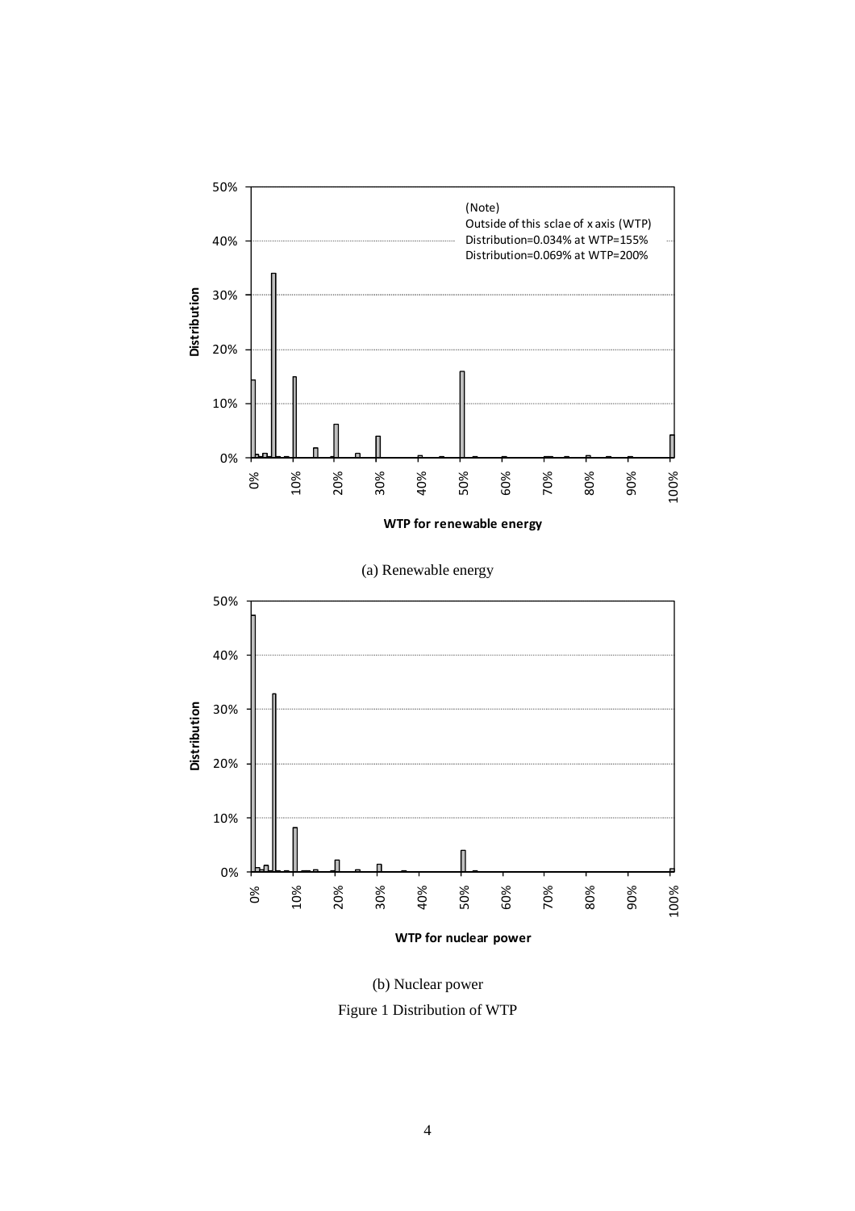(a) Renewable energy

(b) Nuclear power

Figure 1 Distribution of WTP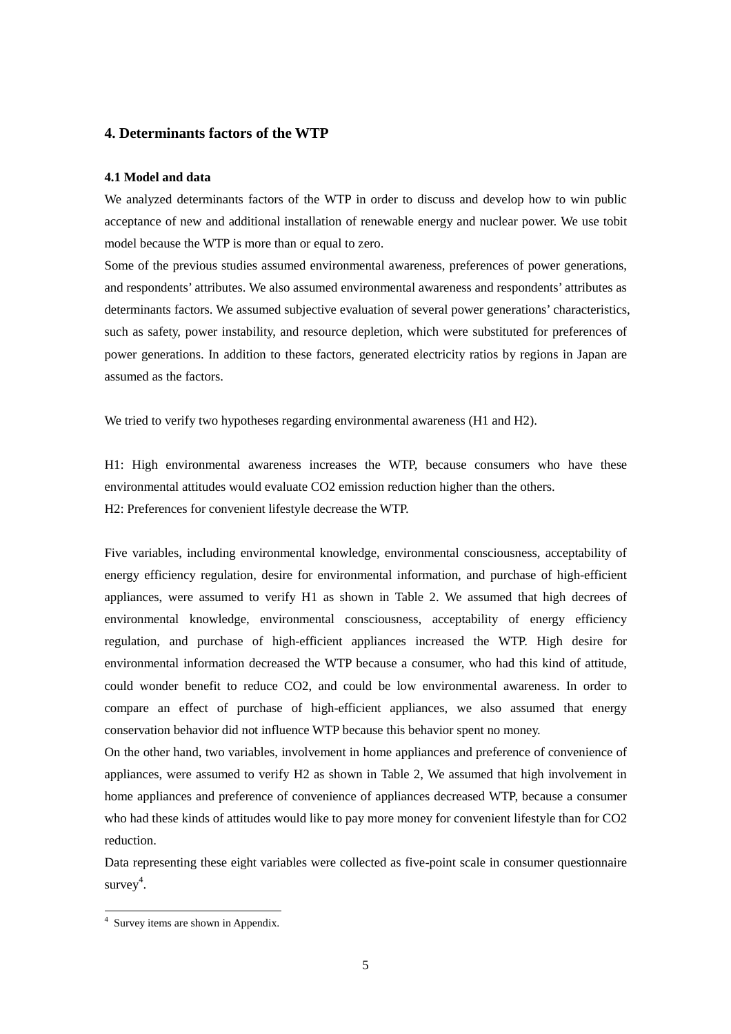## 4. Determinants factors of the WTP

### 4.1 Model and data

We analyzed determinants factors of the WTP in order to discuss and develop how to win public acceptance of new and additional installation of renewable energy and nuclear power. We use tobit model because the WTP is more than or equal to zero.

Some of the previous studies assumed environmental awareness, preferences of power generations, and respondents' attributes. We also assumed environmental awareness and respondents' attributes as determinants factors. We assumed subjective evaluation of several power generations' characteristics, such as safety, power instability, and resource depletion, which were substituted for preferences of power generations. In addition to these factors, generated electricity ratios by regions in Japan are assumed as the factors.

We tried to verify two hypotheses regarding environmental awareness (H1 and H2).

H1: High environmental awareness increases the WTP, because consumers who have these environmental attitudes would evaluate $CO_2$ emission reduction higher than the others.
H2: Preferences for convenient lifestyle decrease the WTP.

Five variables, including environmental knowledge, environmental consciousness, acceptability of energy efficiency regulation, desire for environmental information, and purchase of high-efficient appliances, were assumed to verify H1 as shown in Table 2. We assumed that high decrees of environmental knowledge, environmental consciousness, acceptability of energy efficiency regulation, and purchase of high-efficient appliances increased the WTP. High desire for environmental information decreased the WTP because a consumer, who had this kind of attitude, could wonder benefit to reduce $CO_2$, and could be low environmental awareness. In order to compare an effect of purchase of high-efficient appliances, we also assumed that energy conservation behavior did not influence WTP because this behavior spent no money.

On the other hand, two variables, involvement in home appliances and preference of convenience of appliances, were assumed to verify H2 as shown in Table 2, We assumed that high involvement in home appliances and preference of convenience of appliances decreased WTP, because a consumer who had these kinds of attitudes would like to pay more money for convenient lifestyle than for $CO_2$ reduction.

Data representing these eight variables were collected as five-point scale in consumer questionnaire survey[4].

[4] Survey items are shown in Appendix.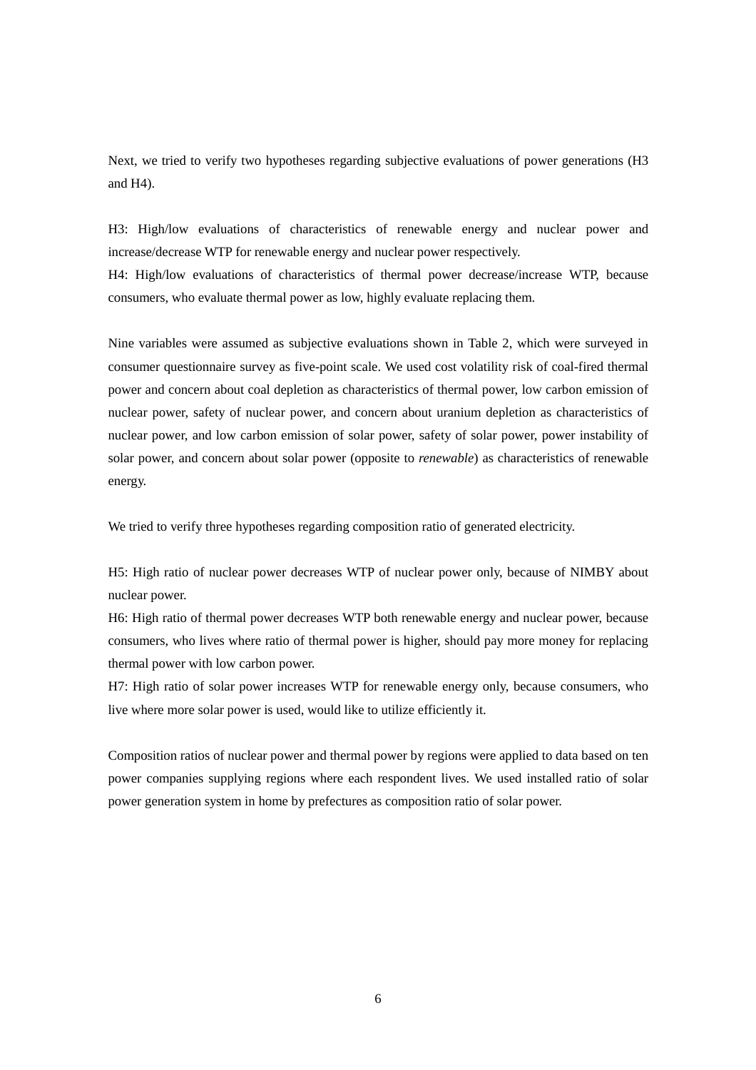Next, we tried to verify two hypotheses regarding subjective evaluations of power generations (H3 and H4).

H3: High/low evaluations of characteristics of renewable energy and nuclear power and increase/decrease WTP for renewable energy and nuclear power respectively.
H4: High/low evaluations of characteristics of thermal power decrease/increase WTP, because consumers, who evaluate thermal power as low, highly evaluate replacing them.

Nine variables were assumed as subjective evaluations shown in Table 2, which were surveyed in consumer questionnaire survey as five-point scale. We used cost volatility risk of coal-fired thermal power and concern about coal depletion as characteristics of thermal power, low carbon emission of nuclear power, safety of nuclear power, and concern about uranium depletion as characteristics of nuclear power, and low carbon emission of solar power, safety of solar power, power instability of solar power, and concern about solar power (opposite to *renewable*) as characteristics of renewable energy.

We tried to verify three hypotheses regarding composition ratio of generated electricity.

H5: High ratio of nuclear power decreases WTP of nuclear power only, because of NIMBY about nuclear power.
H6: High ratio of thermal power decreases WTP both renewable energy and nuclear power, because consumers, who lives where ratio of thermal power is higher, should pay more money for replacing thermal power with low carbon power.
H7: High ratio of solar power increases WTP for renewable energy only, because consumers, who live where more solar power is used, would like to utilize efficiently it.

Composition ratios of nuclear power and thermal power by regions were applied to data based on ten power companies supplying regions where each respondent lives. We used installed ratio of solar power generation system in home by prefectures as composition ratio of solar power.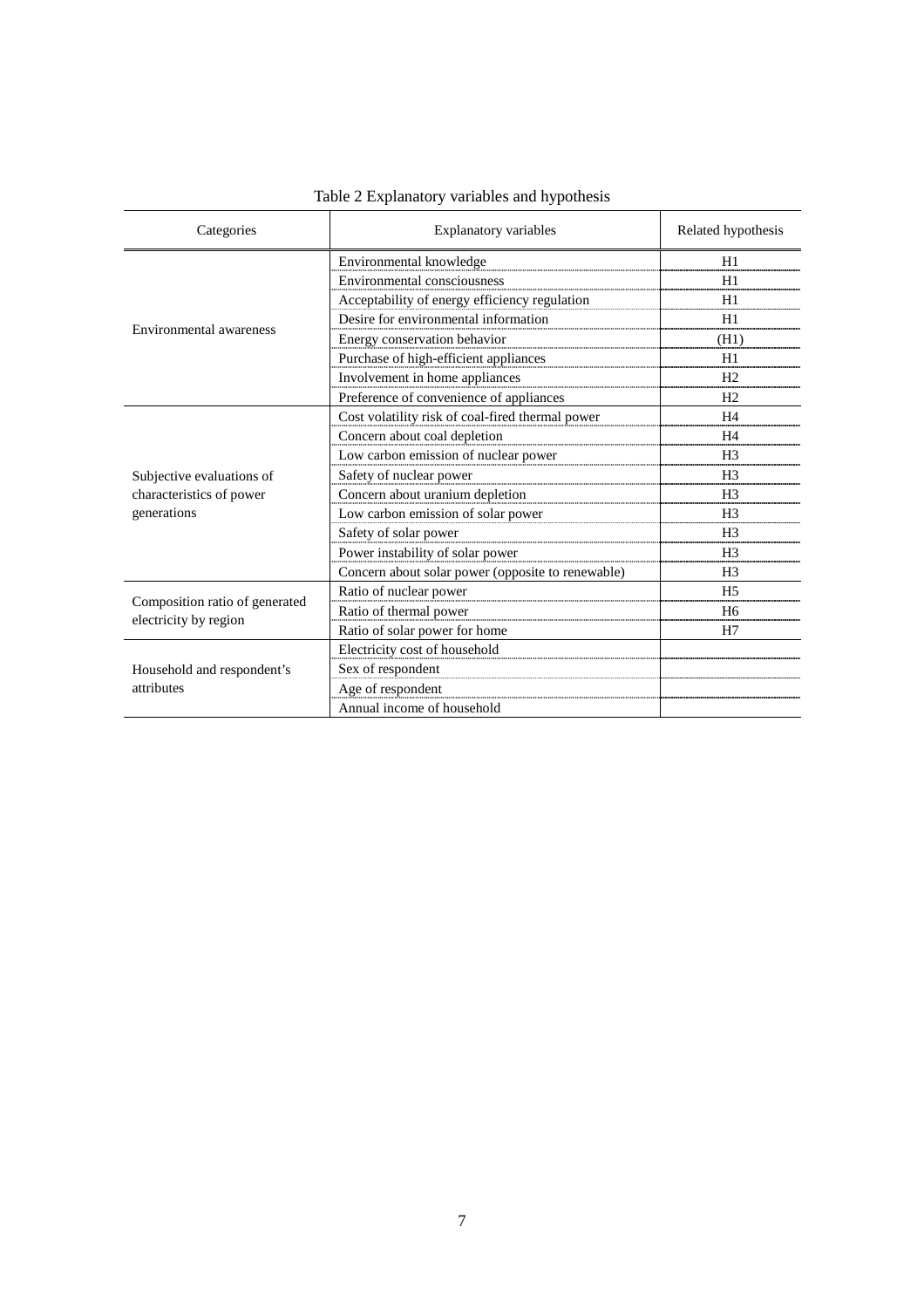Table 2 Explanatory variables and hypothesis

| Categories | Explanatory variables | Related hypothesis |
|---|---|---|
| Environmental awareness | Environmental knowledge | H1 |
| | Environmental consciousness | H1 |
| | Acceptability of energy efficiency regulation | H1 |
| | Desire for environmental information | H1 |
| | Energy conservation behavior | (H1) |
| | Purchase of high-efficient appliances | H1 |
| | Involvement in home appliances | H2 |
| | Preference of convenience of appliances | H2 |
| Subjective evaluations of characteristics of power generations | Cost volatility risk of coal-fired thermal power | H4 |
| | Concern about coal depletion | H4 |
| | Low carbon emission of nuclear power | H3 |
| | Safety of nuclear power | H3 |
| | Concern about uranium depletion | H3 |
| | Low carbon emission of solar power | H3 |
| | Safety of solar power | H3 |
| | Power instability of solar power | H3 |
| | Concern about solar power (opposite to renewable) | H3 |
| Composition ratio of generated electricity by region | Ratio of nuclear power | H5 |
| | Ratio of thermal power | H6 |
| | Ratio of solar power for home | H7 |
| Household and respondent's attributes | Electricity cost of household | |
| | Sex of respondent | |
| | Age of respondent | |
| | Annual income of household | |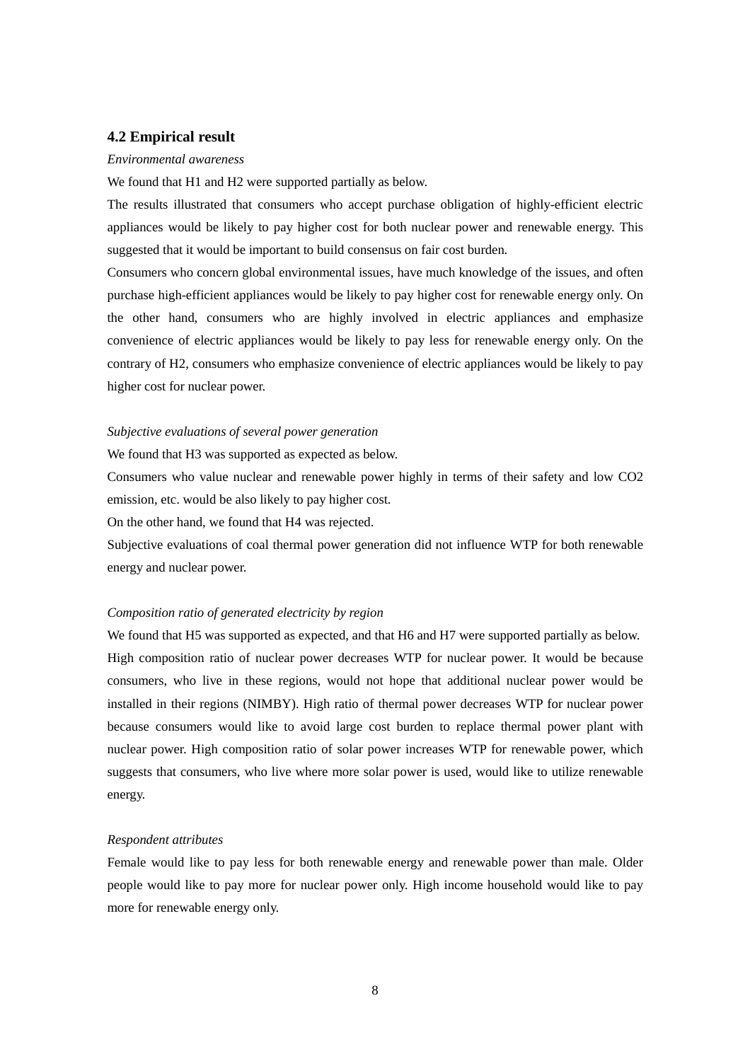### 4.2 Empirical result

*Environmental awareness*

We found that H1 and H2 were supported partially as below.

The results illustrated that consumers who accept purchase obligation of highly-efficient electric appliances would be likely to pay higher cost for both nuclear power and renewable energy. This suggested that it would be important to build consensus on fair cost burden.

Consumers who concern global environmental issues, have much knowledge of the issues, and often purchase high-efficient appliances would be likely to pay higher cost for renewable energy only. On the other hand, consumers who are highly involved in electric appliances and emphasize convenience of electric appliances would be likely to pay less for renewable energy only. On the contrary of H2, consumers who emphasize convenience of electric appliances would be likely to pay higher cost for nuclear power.

*Subjective evaluations of several power generation*

We found that H3 was supported as expected as below.

Consumers who value nuclear and renewable power highly in terms of their safety and low CO2 emission, etc. would be also likely to pay higher cost.

On the other hand, we found that H4 was rejected.

Subjective evaluations of coal thermal power generation did not influence WTP for both renewable energy and nuclear power.

*Composition ratio of generated electricity by region*

We found that H5 was supported as expected, and that H6 and H7 were supported partially as below.

High composition ratio of nuclear power decreases WTP for nuclear power. It would be because consumers, who live in these regions, would not hope that additional nuclear power would be installed in their regions (NIMBY). High ratio of thermal power decreases WTP for nuclear power because consumers would like to avoid large cost burden to replace thermal power plant with nuclear power. High composition ratio of solar power increases WTP for renewable power, which suggests that consumers, who live where more solar power is used, would like to utilize renewable energy.

*Respondent attributes*

Female would like to pay less for both renewable energy and renewable power than male. Older people would like to pay more for nuclear power only. High income household would like to pay more for renewable energy only.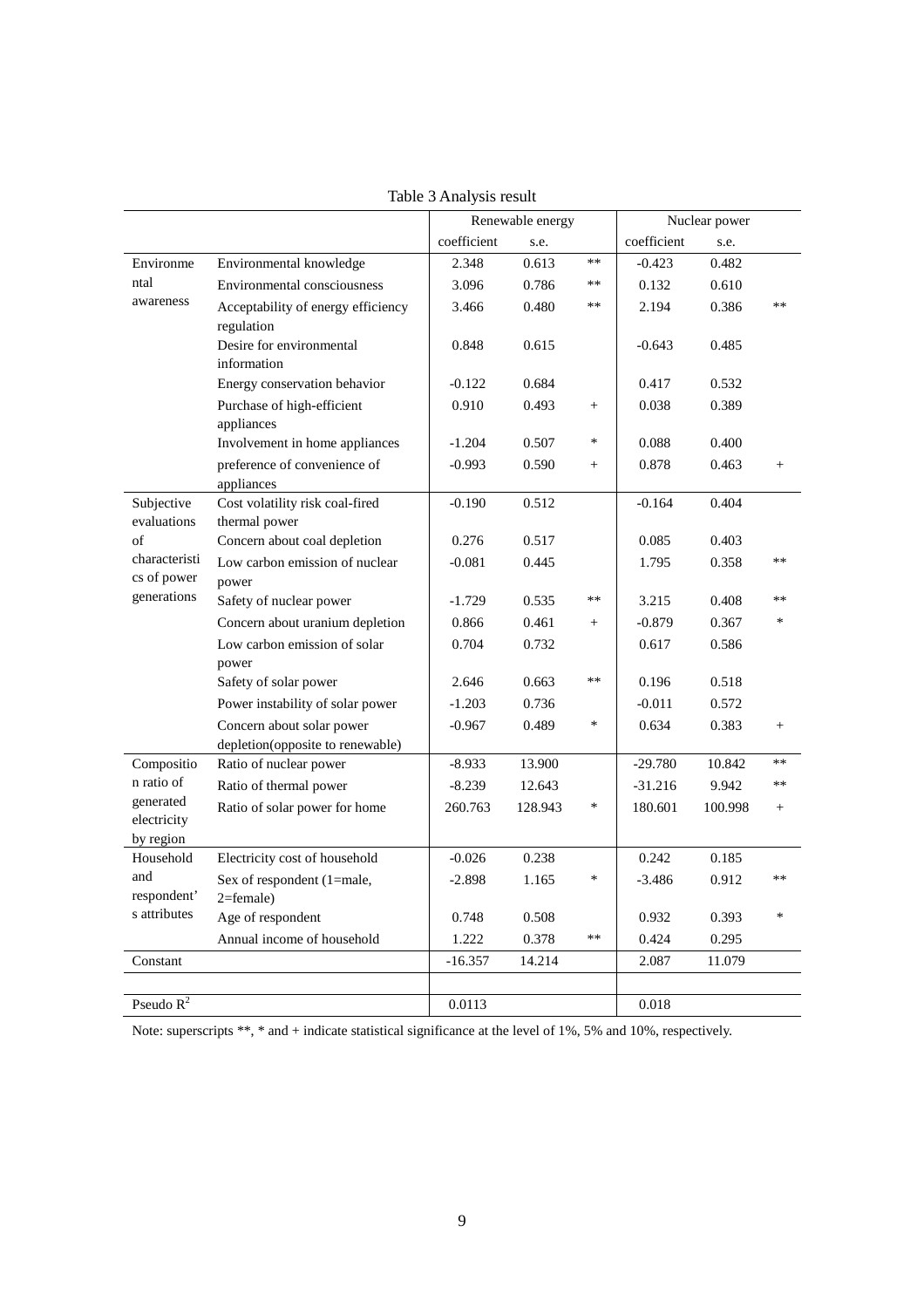Table 3 Analysis result

| | | Renewable energy | | | Nuclear power | | |
|---|---|---|---|---|---|---|---|
| | | coefficient | s.e. | | coefficient | s.e. | |
| Environmental awareness | Environmental knowledge | 2.348 | 0.613 | ** | -0.423 | 0.482 | |
| | Environmental consciousness | 3.096 | 0.786 | ** | 0.132 | 0.610 | |
| | Acceptability of energy efficiency regulation | 3.466 | 0.480 | ** | 2.194 | 0.386 | ** |
| | Desire for environmental information | 0.848 | 0.615 | | -0.643 | 0.485 | |
| | Energy conservation behavior | -0.122 | 0.684 | | 0.417 | 0.532 | |
| | Purchase of high-efficient appliances | 0.910 | 0.493 | + | 0.038 | 0.389 | |
| | Involvement in home appliances | -1.204 | 0.507 | * | 0.088 | 0.400 | |
| | preference of convenience of appliances | -0.993 | 0.590 | + | 0.878 | 0.463 | + |
| Subjective evaluations of characteristics of power generations | Cost volatility risk coal-fired thermal power | -0.190 | 0.512 | | -0.164 | 0.404 | |
| | Concern about coal depletion | 0.276 | 0.517 | | 0.085 | 0.403 | |
| | Low carbon emission of nuclear power | -0.081 | 0.445 | | 1.795 | 0.358 | ** |
| | Safety of nuclear power | -1.729 | 0.535 | ** | 3.215 | 0.408 | ** |
| | Concern about uranium depletion | 0.866 | 0.461 | + | -0.879 | 0.367 | * |
| | Low carbon emission of solar power | 0.704 | 0.732 | | 0.617 | 0.586 | |
| | Safety of solar power | 2.646 | 0.663 | ** | 0.196 | 0.518 | |
| | Power instability of solar power | -1.203 | 0.736 | | -0.011 | 0.572 | |
| | Concern about solar power depletion(opposite to renewable) | -0.967 | 0.489 | * | 0.634 | 0.383 | + |
| Composition ratio of generated electricity by region | Ratio of nuclear power | -8.933 | 13.900 | | -29.780 | 10.842 | ** |
| | Ratio of thermal power | -8.239 | 12.643 | | -31.216 | 9.942 | ** |
| | Ratio of solar power for home | 260.763 | 128.943 | * | 180.601 | 100.998 | + |
| Household and respondent's attributes | Electricity cost of household | -0.026 | 0.238 | | 0.242 | 0.185 | |
| | Sex of respondent (1=male, 2=female) | -2.898 | 1.165 | * | -3.486 | 0.912 | ** |
| | Age of respondent | 0.748 | 0.508 | | 0.932 | 0.393 | * |
| | Annual income of household | 1.222 | 0.378 | ** | 0.424 | 0.295 | |
| Constant | | -16.357 | 14.214 | | 2.087 | 11.079 | |
| Pseudo $R^2$ | | 0.0113 | | | 0.018 | | |

Note: superscripts **, * and + indicate statistical significance at the level of 1%, 5% and 10%, respectively.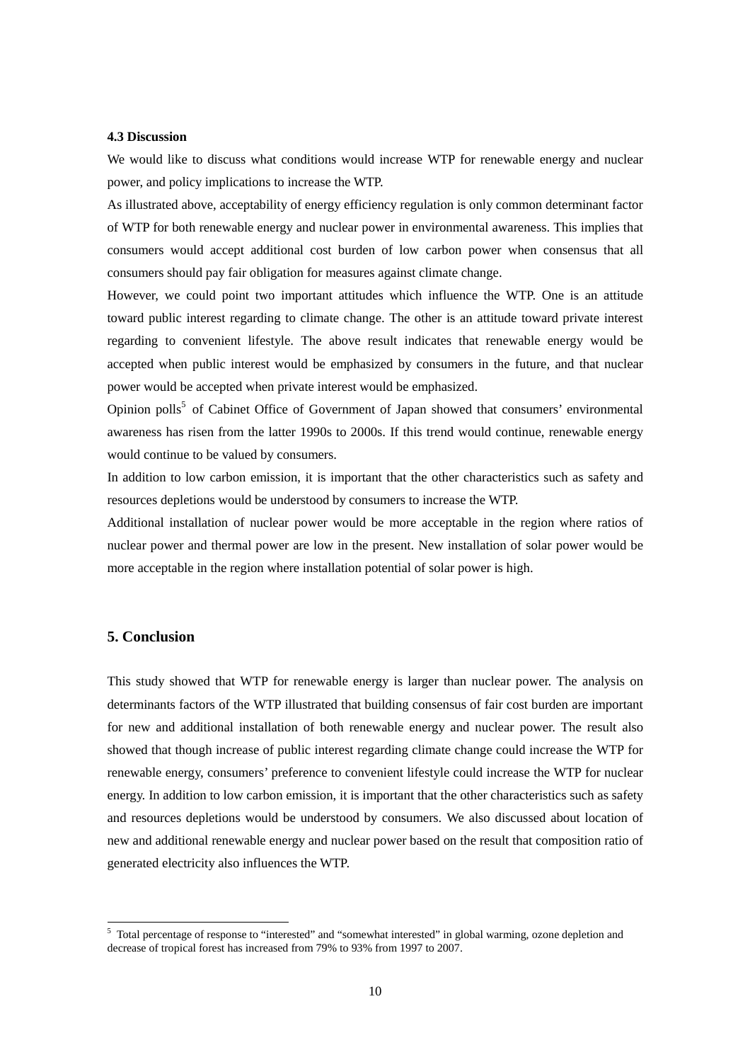### 4.3 Discussion

We would like to discuss what conditions would increase WTP for renewable energy and nuclear power, and policy implications to increase the WTP.

As illustrated above, acceptability of energy efficiency regulation is only common determinant factor of WTP for both renewable energy and nuclear power in environmental awareness. This implies that consumers would accept additional cost burden of low carbon power when consensus that all consumers should pay fair obligation for measures against climate change.

However, we could point two important attitudes which influence the WTP. One is an attitude toward public interest regarding to climate change. The other is an attitude toward private interest regarding to convenient lifestyle. The above result indicates that renewable energy would be accepted when public interest would be emphasized by consumers in the future, and that nuclear power would be accepted when private interest would be emphasized.

Opinion polls[5] of Cabinet Office of Government of Japan showed that consumers' environmental awareness has risen from the latter 1990s to 2000s. If this trend would continue, renewable energy would continue to be valued by consumers.

In addition to low carbon emission, it is important that the other characteristics such as safety and resources depletions would be understood by consumers to increase the WTP.

Additional installation of nuclear power would be more acceptable in the region where ratios of nuclear power and thermal power are low in the present. New installation of solar power would be more acceptable in the region where installation potential of solar power is high.

## 5. Conclusion

This study showed that WTP for renewable energy is larger than nuclear power. The analysis on determinants factors of the WTP illustrated that building consensus of fair cost burden are important for new and additional installation of both renewable energy and nuclear power. The result also showed that though increase of public interest regarding climate change could increase the WTP for renewable energy, consumers' preference to convenient lifestyle could increase the WTP for nuclear energy. In addition to low carbon emission, it is important that the other characteristics such as safety and resources depletions would be understood by consumers. We also discussed about location of new and additional renewable energy and nuclear power based on the result that composition ratio of generated electricity also influences the WTP.

---

[5] Total percentage of response to "interested" and "somewhat interested" in global warming, ozone depletion and decrease of tropical forest has increased from 79% to 93% from 1997 to 2007.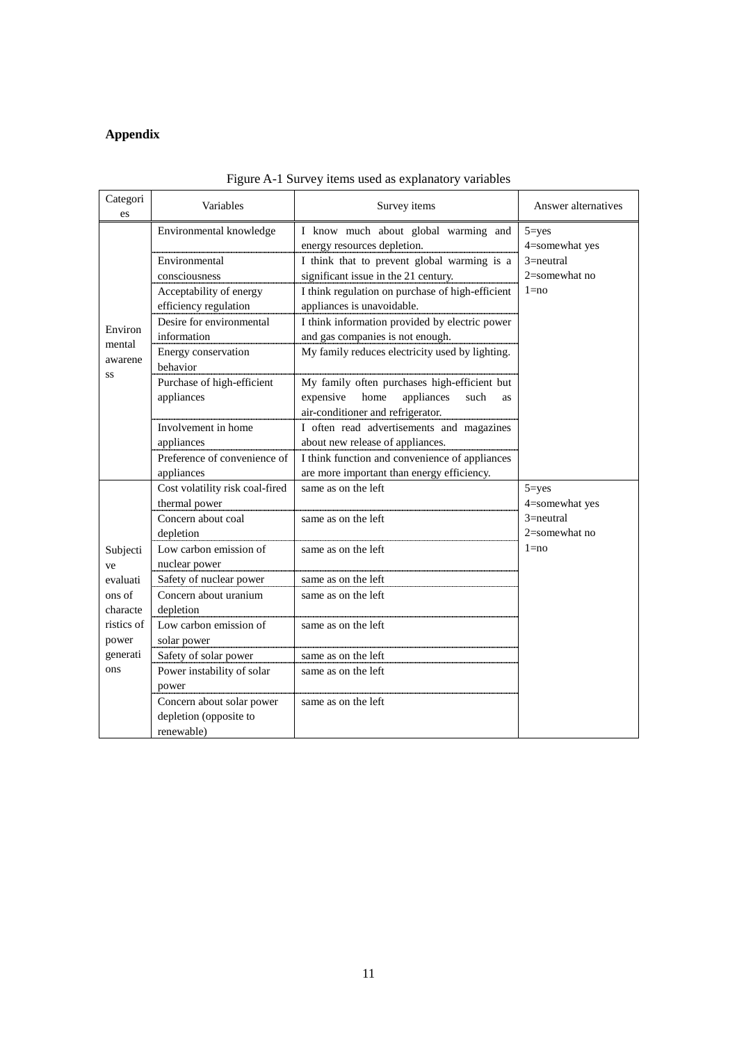**Appendix**

Figure A-1 Survey items used as explanatory variables

| Categories | Variables | Survey items | Answer alternatives |
|---|---|---|---|
| Environmental awareness | Environmental knowledge | I know much about global warming and energy resources depletion. | 5=yes<br>4=somewhat yes<br>3=neutral<br>2=somewhat no<br>1=no |
| | Environmental consciousness | I think that to prevent global warming is a significant issue in the 21 century. | |
| | Acceptability of energy efficiency regulation | I think regulation on purchase of high-efficient appliances is unavoidable. | |
| | Desire for environmental information | I think information provided by electric power and gas companies is not enough. | |
| | Energy conservation behavior | My family reduces electricity used by lighting. | |
| | Purchase of high-efficient appliances | My family often purchases high-efficient but expensive home appliances such as air-conditioner and refrigerator. | |
| | Involvement in home appliances | I often read advertisements and magazines about new release of appliances. | |
| | Preference of convenience of appliances | I think function and convenience of appliances are more important than energy efficiency. | |
| Subjective evaluations of characteristics of power generations | Cost volatility risk coal-fired thermal power | same as on the left | 5=yes<br>4=somewhat yes<br>3=neutral<br>2=somewhat no<br>1=no |
| | Concern about coal depletion | same as on the left | |
| | Low carbon emission of nuclear power | same as on the left | |
| | Safety of nuclear power | same as on the left | |
| | Concern about uranium depletion | same as on the left | |
| | Low carbon emission of solar power | same as on the left | |
| | Safety of solar power | same as on the left | |
| | Power instability of solar power | same as on the left | |
| | Concern about solar power depletion (opposite to renewable) | same as on the left | |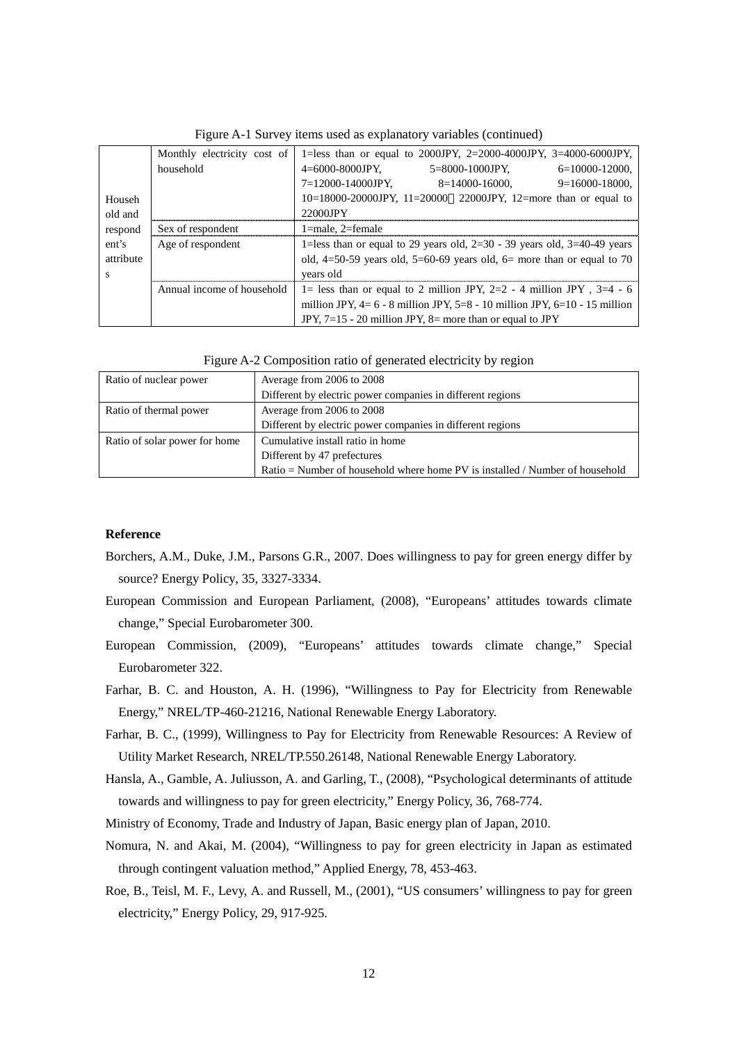Figure A-1 Survey items used as explanatory variables (continued)

| | | |
|---|---|---|
| Household and respondent's attributes | Monthly electricity cost of household | 1=less than or equal to 2000JPY, 2=2000-4000JPY, 3=4000-6000JPY, 4=6000-8000JPY, 5=8000-1000JPY, 6=10000-12000, 7=12000-14000JPY, 8=14000-16000, 9=16000-18000, 10=18000-20000JPY, 11=20000～22000JPY, 12=more than or equal to 22000JPY |
| | Sex of respondent | 1=male, 2=female |
| | Age of respondent | 1=less than or equal to 29 years old, 2=30 - 39 years old, 3=40-49 years old, 4=50-59 years old, 5=60-69 years old, 6= more than or equal to 70 years old |
| | Annual income of household | 1= less than or equal to 2 million JPY, 2=2 - 4 million JPY , 3=4 - 6 million JPY, 4= 6 - 8 million JPY, 5=8 - 10 million JPY, 6=10 - 15 million JPY, 7=15 - 20 million JPY, 8= more than or equal to JPY |

Figure A-2 Composition ratio of generated electricity by region

| | |
|---|---|
| Ratio of nuclear power | Average from 2006 to 2008<br>Different by electric power companies in different regions |
| Ratio of thermal power | Average from 2006 to 2008<br>Different by electric power companies in different regions |
| Ratio of solar power for home | Cumulative install ratio in home<br>Different by 47 prefectures<br>Ratio = Number of household where home PV is installed / Number of household |

**Reference**

Borchers, A.M., Duke, J.M., Parsons G.R., 2007. Does willingness to pay for green energy differ by source? Energy Policy, 35, 3327-3334.

European Commission and European Parliament, (2008), "Europeans' attitudes towards climate change," Special Eurobarometer 300.

European Commission, (2009), "Europeans' attitudes towards climate change," Special Eurobarometer 322.

Farhar, B. C. and Houston, A. H. (1996), "Willingness to Pay for Electricity from Renewable Energy," NREL/TP-460-21216, National Renewable Energy Laboratory.

Farhar, B. C., (1999), Willingness to Pay for Electricity from Renewable Resources: A Review of Utility Market Research, NREL/TP.550.26148, National Renewable Energy Laboratory.

Hansla, A., Gamble, A. Juliusson, A. and Garling, T., (2008), "Psychological determinants of attitude towards and willingness to pay for green electricity," Energy Policy, 36, 768-774.

Ministry of Economy, Trade and Industry of Japan, Basic energy plan of Japan, 2010.

Nomura, N. and Akai, M. (2004), "Willingness to pay for green electricity in Japan as estimated through contingent valuation method," Applied Energy, 78, 453-463.

Roe, B., Teisl, M. F., Levy, A. and Russell, M., (2001), "US consumers' willingness to pay for green electricity," Energy Policy, 29, 917-925.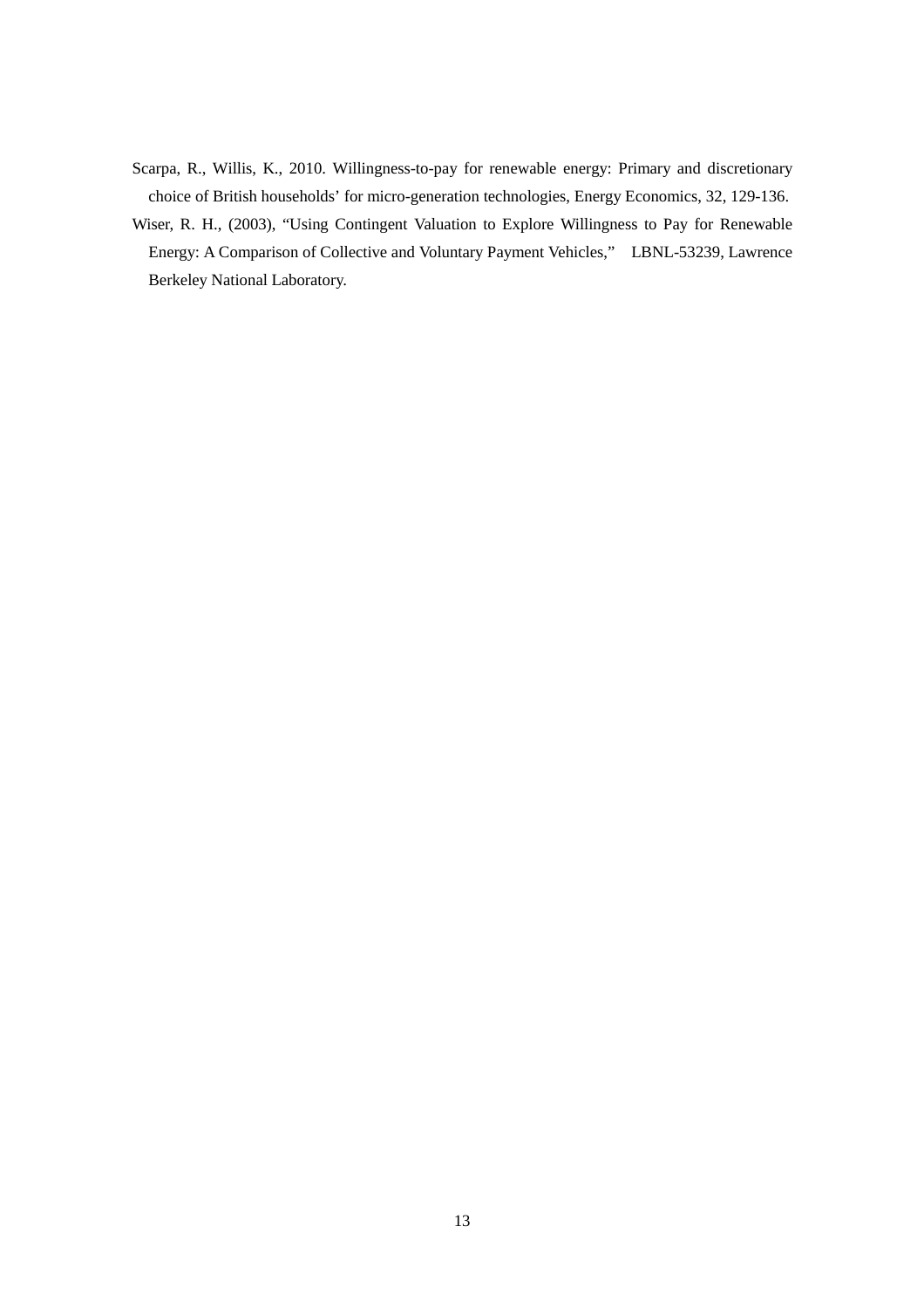Scarpa, R., Willis, K., 2010. Willingness-to-pay for renewable energy: Primary and discretionary choice of British households' for micro-generation technologies, Energy Economics, 32, 129-136.

Wiser, R. H., (2003), "Using Contingent Valuation to Explore Willingness to Pay for Renewable Energy: A Comparison of Collective and Voluntary Payment Vehicles," LBNL-53239, Lawrence Berkeley National Laboratory.